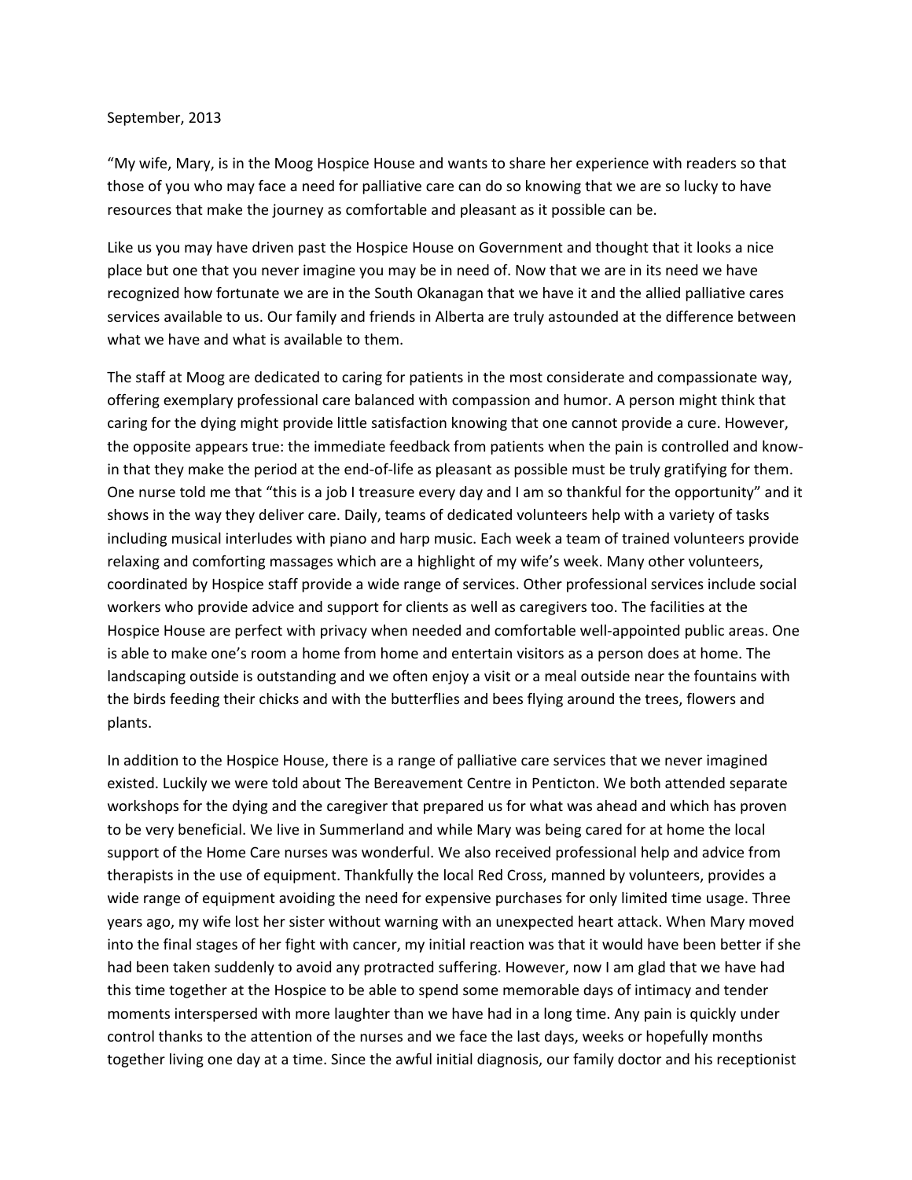September, 2013

"My wife, Mary, is in the Moog Hospice House and wants to share her experience with readers so that those of you who may face a need for palliative care can do so knowing that we are so lucky to have resources that make the journey as comfortable and pleasant as it possible can be.

Like us you may have driven past the Hospice House on Government and thought that it looks a nice place but one that you never imagine you may be in need of. Now that we are in its need we have recognized how fortunate we are in the South Okanagan that we have it and the allied palliative cares services available to us. Our family and friends in Alberta are truly astounded at the difference between what we have and what is available to them.

The staff at Moog are dedicated to caring for patients in the most considerate and compassionate way, offering exemplary professional care balanced with compassion and humor. A person might think that caring for the dying might provide little satisfaction knowing that one cannot provide a cure. However, the opposite appears true: the immediate feedback from patients when the pain is controlled and know-in that they make the period at the end-of-life as pleasant as possible must be truly gratifying for them. One nurse told me that "this is a job I treasure every day and I am so thankful for the opportunity" and it shows in the way they deliver care. Daily, teams of dedicated volunteers help with a variety of tasks including musical interludes with piano and harp music. Each week a team of trained volunteers provide relaxing and comforting massages which are a highlight of my wife's week. Many other volunteers, coordinated by Hospice staff provide a wide range of services. Other professional services include social workers who provide advice and support for clients as well as caregivers too. The facilities at the Hospice House are perfect with privacy when needed and comfortable well-appointed public areas. One is able to make one's room a home from home and entertain visitors as a person does at home. The landscaping outside is outstanding and we often enjoy a visit or a meal outside near the fountains with the birds feeding their chicks and with the butterflies and bees flying around the trees, flowers and plants.

In addition to the Hospice House, there is a range of palliative care services that we never imagined existed. Luckily we were told about The Bereavement Centre in Penticton. We both attended separate workshops for the dying and the caregiver that prepared us for what was ahead and which has proven to be very beneficial. We live in Summerland and while Mary was being cared for at home the local support of the Home Care nurses was wonderful. We also received professional help and advice from therapists in the use of equipment. Thankfully the local Red Cross, manned by volunteers, provides a wide range of equipment avoiding the need for expensive purchases for only limited time usage. Three years ago, my wife lost her sister without warning with an unexpected heart attack. When Mary moved into the final stages of her fight with cancer, my initial reaction was that it would have been better if she had been taken suddenly to avoid any protracted suffering. However, now I am glad that we have had this time together at the Hospice to be able to spend some memorable days of intimacy and tender moments interspersed with more laughter than we have had in a long time. Any pain is quickly under control thanks to the attention of the nurses and we face the last days, weeks or hopefully months together living one day at a time. Since the awful initial diagnosis, our family doctor and his receptionist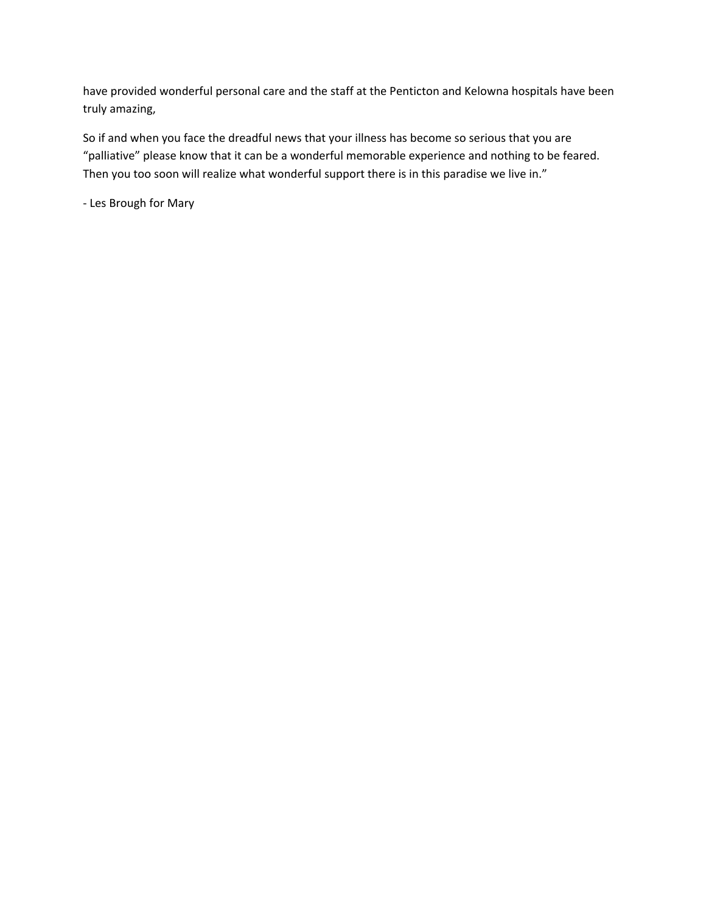have provided wonderful personal care and the staff at the Penticton and Kelowna hospitals have been truly amazing,

So if and when you face the dreadful news that your illness has become so serious that you are "palliative" please know that it can be a wonderful memorable experience and nothing to be feared. Then you too soon will realize what wonderful support there is in this paradise we live in."

- Les Brough for Mary